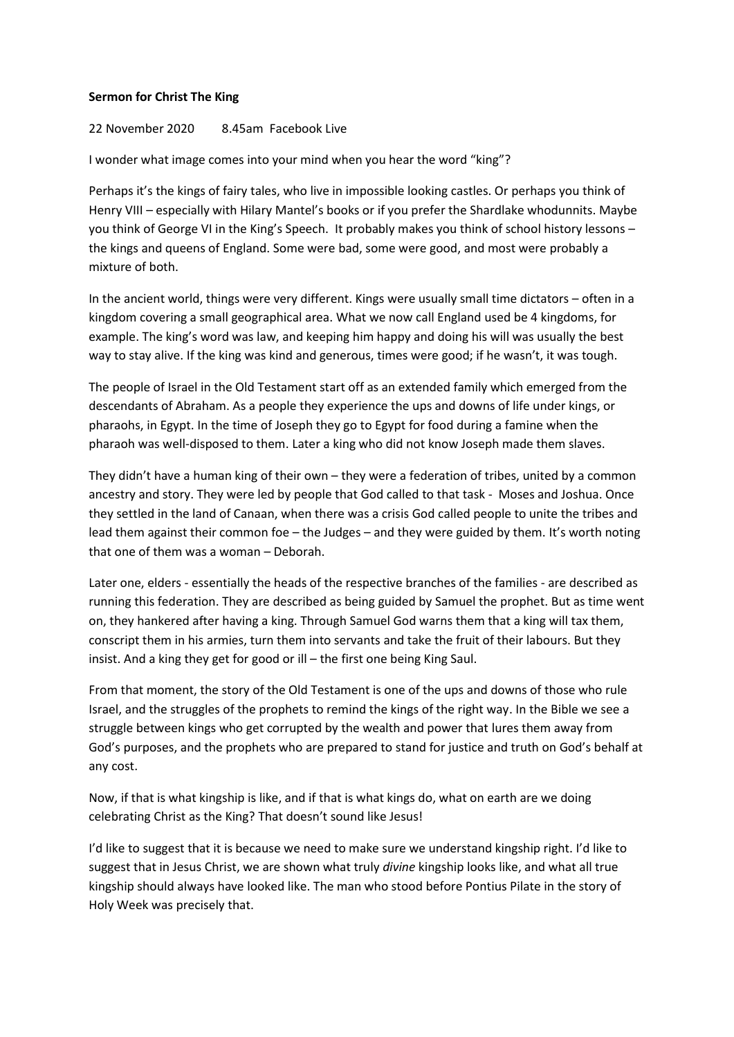**Sermon for Christ The King**

22 November 2020 8.45am Facebook Live

I wonder what image comes into your mind when you hear the word "king"?

Perhaps it's the kings of fairy tales, who live in impossible looking castles. Or perhaps you think of Henry VIII – especially with Hilary Mantel's books or if you prefer the Shardlake whodunnits. Maybe you think of George VI in the King's Speech. It probably makes you think of school history lessons – the kings and queens of England. Some were bad, some were good, and most were probably a mixture of both.

In the ancient world, things were very different. Kings were usually small time dictators – often in a kingdom covering a small geographical area. What we now call England used be 4 kingdoms, for example. The king's word was law, and keeping him happy and doing his will was usually the best way to stay alive. If the king was kind and generous, times were good; if he wasn't, it was tough.

The people of Israel in the Old Testament start off as an extended family which emerged from the descendants of Abraham. As a people they experience the ups and downs of life under kings, or pharaohs, in Egypt. In the time of Joseph they go to Egypt for food during a famine when the pharaoh was well-disposed to them. Later a king who did not know Joseph made them slaves.

They didn't have a human king of their own – they were a federation of tribes, united by a common ancestry and story. They were led by people that God called to that task - Moses and Joshua. Once they settled in the land of Canaan, when there was a crisis God called people to unite the tribes and lead them against their common foe – the Judges – and they were guided by them. It's worth noting that one of them was a woman – Deborah.

Later one, elders - essentially the heads of the respective branches of the families - are described as running this federation. They are described as being guided by Samuel the prophet. But as time went on, they hankered after having a king. Through Samuel God warns them that a king will tax them, conscript them in his armies, turn them into servants and take the fruit of their labours. But they insist. And a king they get for good or ill – the first one being King Saul.

From that moment, the story of the Old Testament is one of the ups and downs of those who rule Israel, and the struggles of the prophets to remind the kings of the right way. In the Bible we see a struggle between kings who get corrupted by the wealth and power that lures them away from God's purposes, and the prophets who are prepared to stand for justice and truth on God's behalf at any cost.

Now, if that is what kingship is like, and if that is what kings do, what on earth are we doing celebrating Christ as the King? That doesn't sound like Jesus!

I'd like to suggest that it is because we need to make sure we understand kingship right. I'd like to suggest that in Jesus Christ, we are shown what truly *divine* kingship looks like, and what all true kingship should always have looked like. The man who stood before Pontius Pilate in the story of Holy Week was precisely that.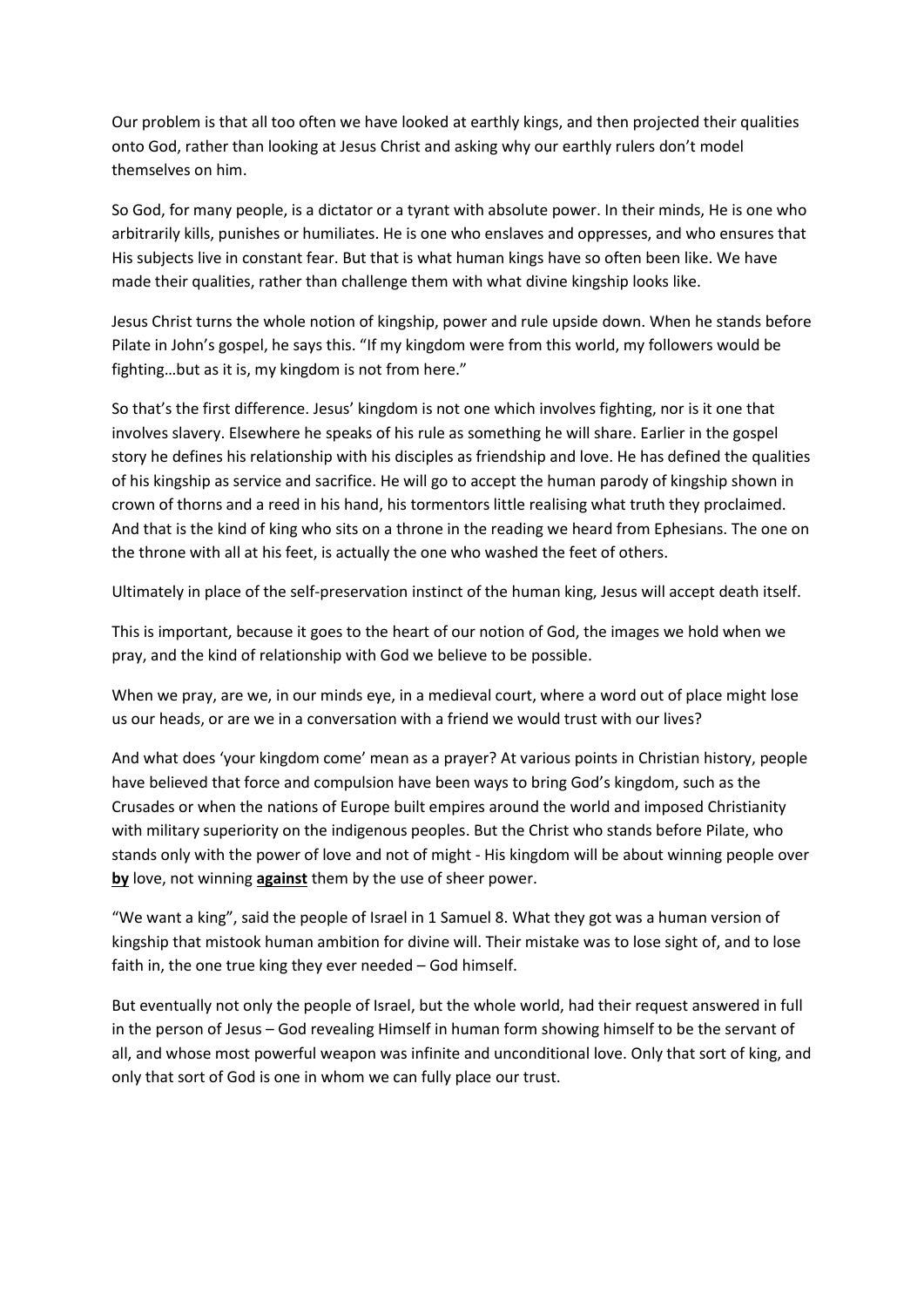Our problem is that all too often we have looked at earthly kings, and then projected their qualities onto God, rather than looking at Jesus Christ and asking why our earthly rulers don't model themselves on him.

So God, for many people, is a dictator or a tyrant with absolute power. In their minds, He is one who arbitrarily kills, punishes or humiliates. He is one who enslaves and oppresses, and who ensures that His subjects live in constant fear. But that is what human kings have so often been like. We have made their qualities, rather than challenge them with what divine kingship looks like.

Jesus Christ turns the whole notion of kingship, power and rule upside down. When he stands before Pilate in John's gospel, he says this. "If my kingdom were from this world, my followers would be fighting…but as it is, my kingdom is not from here."

So that's the first difference. Jesus' kingdom is not one which involves fighting, nor is it one that involves slavery. Elsewhere he speaks of his rule as something he will share. Earlier in the gospel story he defines his relationship with his disciples as friendship and love. He has defined the qualities of his kingship as service and sacrifice. He will go to accept the human parody of kingship shown in crown of thorns and a reed in his hand, his tormentors little realising what truth they proclaimed. And that is the kind of king who sits on a throne in the reading we heard from Ephesians. The one on the throne with all at his feet, is actually the one who washed the feet of others.

Ultimately in place of the self-preservation instinct of the human king, Jesus will accept death itself.

This is important, because it goes to the heart of our notion of God, the images we hold when we pray, and the kind of relationship with God we believe to be possible.

When we pray, are we, in our minds eye, in a medieval court, where a word out of place might lose us our heads, or are we in a conversation with a friend we would trust with our lives?

And what does 'your kingdom come' mean as a prayer? At various points in Christian history, people have believed that force and compulsion have been ways to bring God's kingdom, such as the Crusades or when the nations of Europe built empires around the world and imposed Christianity with military superiority on the indigenous peoples. But the Christ who stands before Pilate, who stands only with the power of love and not of might - His kingdom will be about winning people over **by** love, not winning **against** them by the use of sheer power.

"We want a king", said the people of Israel in 1 Samuel 8. What they got was a human version of kingship that mistook human ambition for divine will. Their mistake was to lose sight of, and to lose faith in, the one true king they ever needed – God himself.

But eventually not only the people of Israel, but the whole world, had their request answered in full in the person of Jesus – God revealing Himself in human form showing himself to be the servant of all, and whose most powerful weapon was infinite and unconditional love. Only that sort of king, and only that sort of God is one in whom we can fully place our trust.